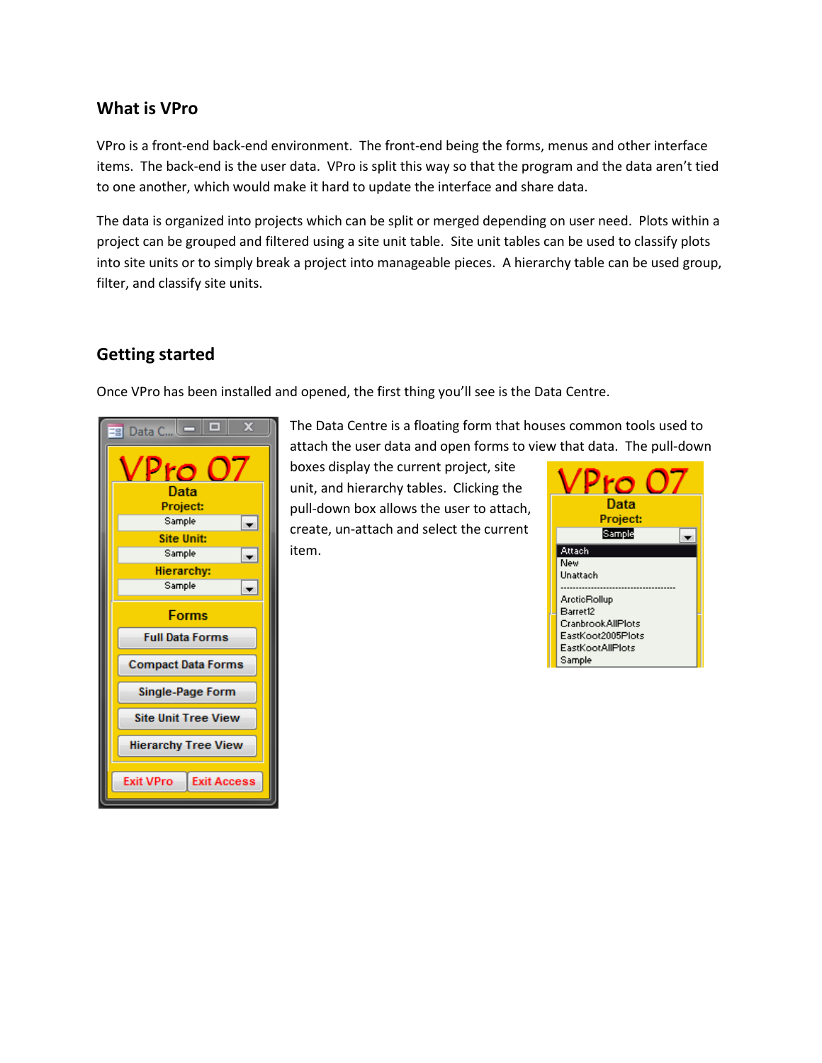## What is VPro

VPro is a front-end back-end environment. The front-end being the forms, menus and other interface items. The back-end is the user data. VPro is split this way so that the program and the data aren't tied to one another, which would make it hard to update the interface and share data.

The data is organized into projects which can be split or merged depending on user need. Plots within a project can be grouped and filtered using a site unit table. Site unit tables can be used to classify plots into site units or to simply break a project into manageable pieces. A hierarchy table can be used group, filter, and classify site units.

## Getting started

Once VPro has been installed and opened, the first thing you'll see is the Data Centre.

The Data Centre is a floating form that houses common tools used to attach the user data and open forms to view that data. The pull-down boxes display the current project, site unit, and hierarchy tables. Clicking the pull-down box allows the user to attach, create, un-attach and select the current item.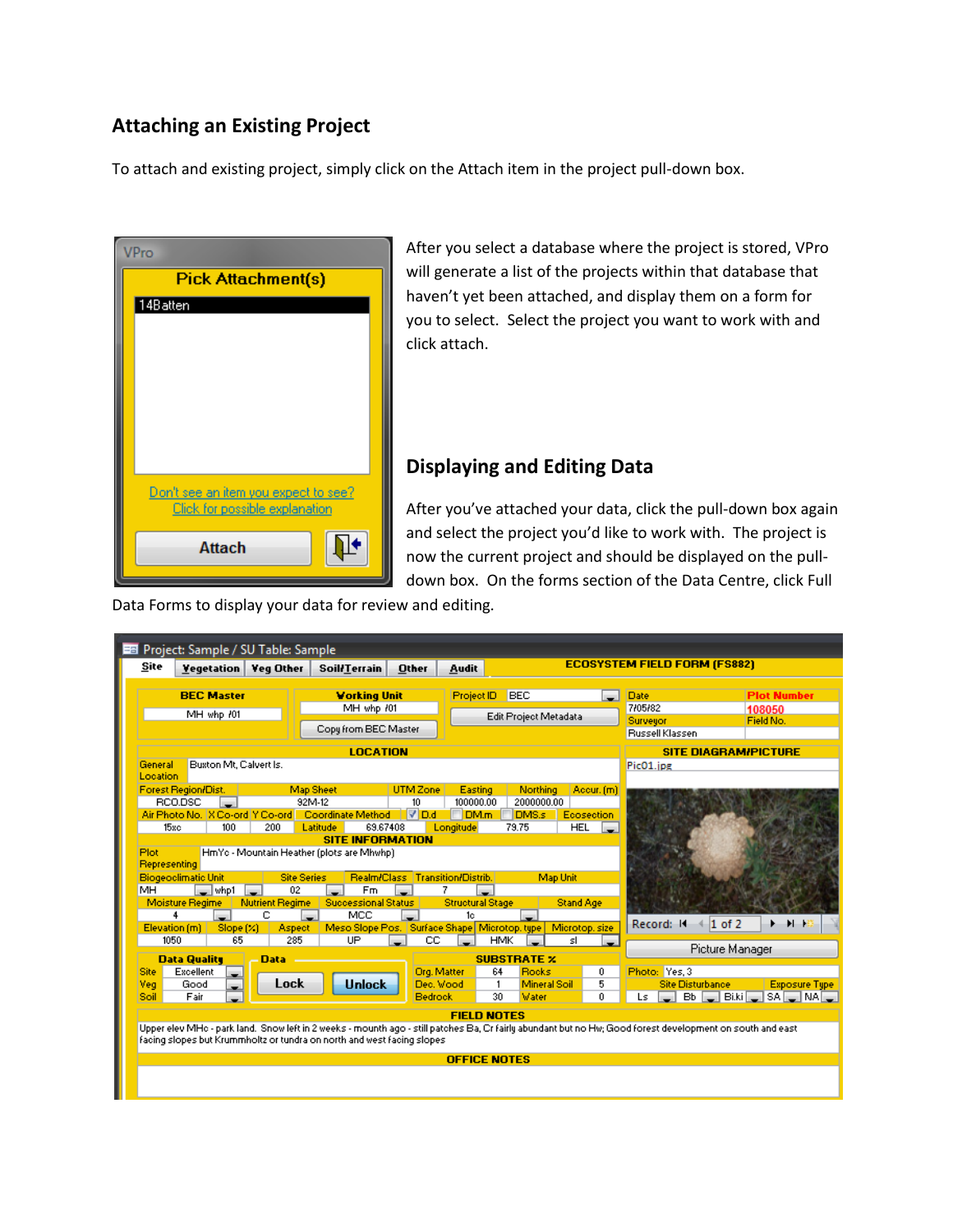## Attaching an Existing Project

To attach and existing project, simply click on the Attach item in the project pull-down box.

After you select a database where the project is stored, VPro will generate a list of the projects within that database that haven't yet been attached, and display them on a form for you to select. Select the project you want to work with and click attach.

## Displaying and Editing Data

After you've attached your data, click the pull-down box again and select the project you'd like to work with. The project is now the current project and should be displayed on the pull-down box. On the forms section of the Data Centre, click Full Data Forms to display your data for review and editing.